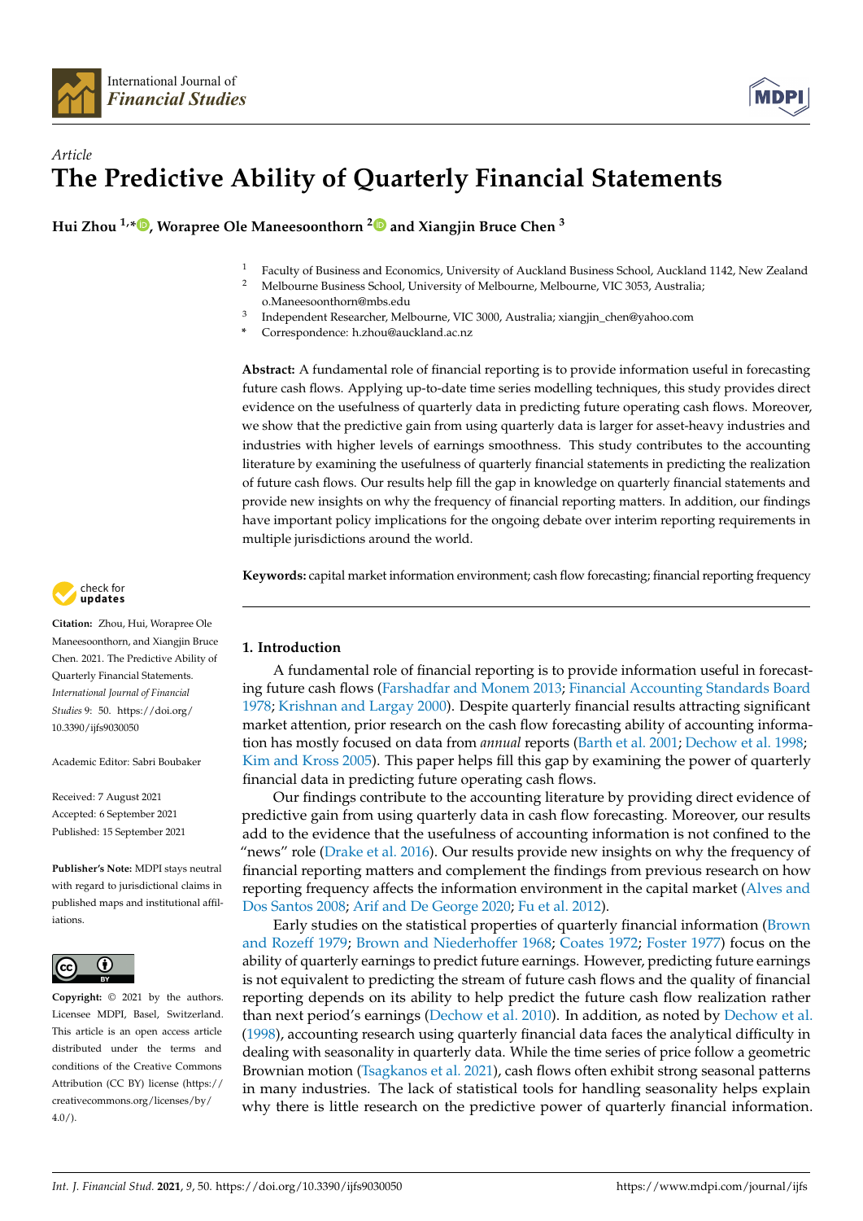*Article*

# The Predictive Ability of Quarterly Financial Statements

**Hui Zhou [1,*], Worapree Ole Maneesoonthorn [2] and Xiangjin Bruce Chen [3]**

[1] Faculty of Business and Economics, University of Auckland Business School, Auckland 1142, New Zealand
[2] Melbourne Business School, University of Melbourne, Melbourne, VIC 3053, Australia; o.Maneesoonthorn@mbs.edu
[3] Independent Researcher, Melbourne, VIC 3000, Australia; xiangjin_chen@yahoo.com
\* Correspondence: h.zhou@auckland.ac.nz

**Abstract:** A fundamental role of financial reporting is to provide information useful in forecasting future cash flows. Applying up-to-date time series modelling techniques, this study provides direct evidence on the usefulness of quarterly data in predicting future operating cash flows. Moreover, we show that the predictive gain from using quarterly data is larger for asset-heavy industries and industries with higher levels of earnings smoothness. This study contributes to the accounting literature by examining the usefulness of quarterly financial statements in predicting the realization of future cash flows. Our results help fill the gap in knowledge on quarterly financial statements and provide new insights on why the frequency of financial reporting matters. In addition, our findings have important policy implications for the ongoing debate over interim reporting requirements in multiple jurisdictions around the world.

**Keywords:** capital market information environment; cash flow forecasting; financial reporting frequency

**Citation:** Zhou, Hui, Worapree Ole Maneesoonthorn, and Xiangjin Bruce Chen. 2021. The Predictive Ability of Quarterly Financial Statements. *International Journal of Financial Studies* 9: 50. https://doi.org/10.3390/ijfs9030050

Academic Editor: Sabri Boubaker

Received: 7 August 2021
Accepted: 6 September 2021
Published: 15 September 2021

**Publisher's Note:** MDPI stays neutral with regard to jurisdictional claims in published maps and institutional affiliations.

**Copyright:** © 2021 by the authors. Licensee MDPI, Basel, Switzerland. This article is an open access article distributed under the terms and conditions of the Creative Commons Attribution (CC BY) license (https://creativecommons.org/licenses/by/4.0/).

## 1. Introduction

A fundamental role of financial reporting is to provide information useful in forecasting future cash flows (Farshadfar and Monem 2013; Financial Accounting Standards Board 1978; Krishnan and Largay 2000). Despite quarterly financial results attracting significant market attention, prior research on the cash flow forecasting ability of accounting information has mostly focused on data from *annual* reports (Barth et al. 2001; Dechow et al. 1998; Kim and Kross 2005). This paper helps fill this gap by examining the power of quarterly financial data in predicting future operating cash flows.

Our findings contribute to the accounting literature by providing direct evidence of predictive gain from using quarterly data in cash flow forecasting. Moreover, our results add to the evidence that the usefulness of accounting information is not confined to the "news" role (Drake et al. 2016). Our results provide new insights on why the frequency of financial reporting matters and complement the findings from previous research on how reporting frequency affects the information environment in the capital market (Alves and Dos Santos 2008; Arif and De George 2020; Fu et al. 2012).

Early studies on the statistical properties of quarterly financial information (Brown and Rozeff 1979; Brown and Niederhoffer 1968; Coates 1972; Foster 1977) focus on the ability of quarterly earnings to predict future earnings. However, predicting future earnings is not equivalent to predicting the stream of future cash flows and the quality of financial reporting depends on its ability to help predict the future cash flow realization rather than next period's earnings (Dechow et al. 2010). In addition, as noted by Dechow et al. (1998), accounting research using quarterly financial data faces the analytical difficulty in dealing with seasonality in quarterly data. While the time series of price follow a geometric Brownian motion (Tsagkanos et al. 2021), cash flows often exhibit strong seasonal patterns in many industries. The lack of statistical tools for handling seasonality helps explain why there is little research on the predictive power of quarterly financial information.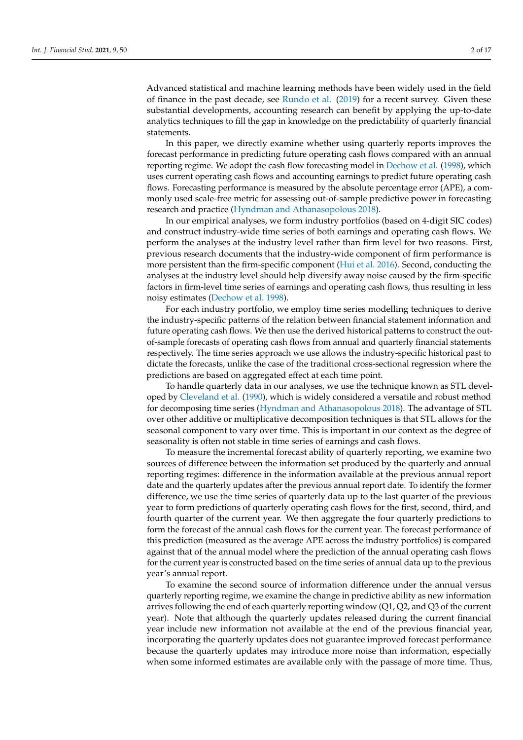Advanced statistical and machine learning methods have been widely used in the field of finance in the past decade, see Rundo et al. (2019) for a recent survey. Given these substantial developments, accounting research can benefit by applying the up-to-date analytics techniques to fill the gap in knowledge on the predictability of quarterly financial statements.

In this paper, we directly examine whether using quarterly reports improves the forecast performance in predicting future operating cash flows compared with an annual reporting regime. We adopt the cash flow forecasting model in Dechow et al. (1998), which uses current operating cash flows and accounting earnings to predict future operating cash flows. Forecasting performance is measured by the absolute percentage error (APE), a commonly used scale-free metric for assessing out-of-sample predictive power in forecasting research and practice (Hyndman and Athanasopolous 2018).

In our empirical analyses, we form industry portfolios (based on 4-digit SIC codes) and construct industry-wide time series of both earnings and operating cash flows. We perform the analyses at the industry level rather than firm level for two reasons. First, previous research documents that the industry-wide component of firm performance is more persistent than the firm-specific component (Hui et al. 2016). Second, conducting the analyses at the industry level should help diversify away noise caused by the firm-specific factors in firm-level time series of earnings and operating cash flows, thus resulting in less noisy estimates (Dechow et al. 1998).

For each industry portfolio, we employ time series modelling techniques to derive the industry-specific patterns of the relation between financial statement information and future operating cash flows. We then use the derived historical patterns to construct the out-of-sample forecasts of operating cash flows from annual and quarterly financial statements respectively. The time series approach we use allows the industry-specific historical past to dictate the forecasts, unlike the case of the traditional cross-sectional regression where the predictions are based on aggregated effect at each time point.

To handle quarterly data in our analyses, we use the technique known as STL developed by Cleveland et al. (1990), which is widely considered a versatile and robust method for decomposing time series (Hyndman and Athanasopolous 2018). The advantage of STL over other additive or multiplicative decomposition techniques is that STL allows for the seasonal component to vary over time. This is important in our context as the degree of seasonality is often not stable in time series of earnings and cash flows.

To measure the incremental forecast ability of quarterly reporting, we examine two sources of difference between the information set produced by the quarterly and annual reporting regimes: difference in the information available at the previous annual report date and the quarterly updates after the previous annual report date. To identify the former difference, we use the time series of quarterly data up to the last quarter of the previous year to form predictions of quarterly operating cash flows for the first, second, third, and fourth quarter of the current year. We then aggregate the four quarterly predictions to form the forecast of the annual cash flows for the current year. The forecast performance of this prediction (measured as the average APE across the industry portfolios) is compared against that of the annual model where the prediction of the annual operating cash flows for the current year is constructed based on the time series of annual data up to the previous year's annual report.

To examine the second source of information difference under the annual versus quarterly reporting regime, we examine the change in predictive ability as new information arrives following the end of each quarterly reporting window (Q1, Q2, and Q3 of the current year). Note that although the quarterly updates released during the current financial year include new information not available at the end of the previous financial year, incorporating the quarterly updates does not guarantee improved forecast performance because the quarterly updates may introduce more noise than information, especially when some informed estimates are available only with the passage of more time. Thus,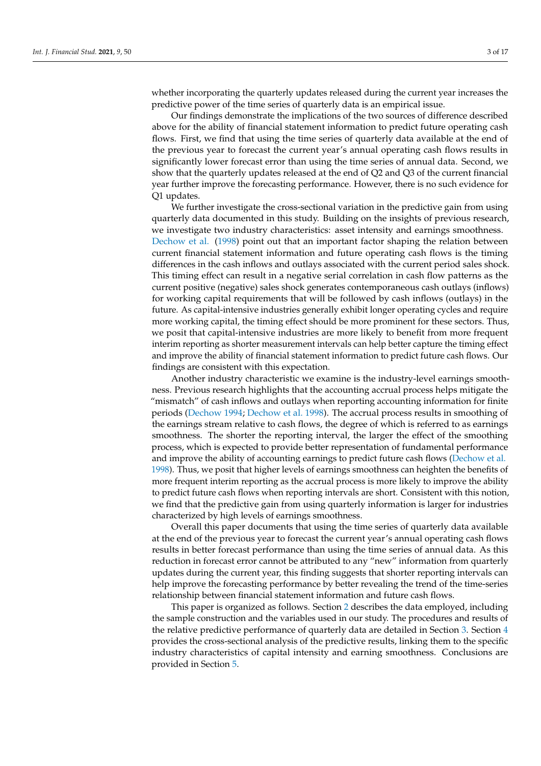whether incorporating the quarterly updates released during the current year increases the predictive power of the time series of quarterly data is an empirical issue.

Our findings demonstrate the implications of the two sources of difference described above for the ability of financial statement information to predict future operating cash flows. First, we find that using the time series of quarterly data available at the end of the previous year to forecast the current year's annual operating cash flows results in significantly lower forecast error than using the time series of annual data. Second, we show that the quarterly updates released at the end of Q2 and Q3 of the current financial year further improve the forecasting performance. However, there is no such evidence for Q1 updates.

We further investigate the cross-sectional variation in the predictive gain from using quarterly data documented in this study. Building on the insights of previous research, we investigate two industry characteristics: asset intensity and earnings smoothness. Dechow et al. (1998) point out that an important factor shaping the relation between current financial statement information and future operating cash flows is the timing differences in the cash inflows and outlays associated with the current period sales shock. This timing effect can result in a negative serial correlation in cash flow patterns as the current positive (negative) sales shock generates contemporaneous cash outlays (inflows) for working capital requirements that will be followed by cash inflows (outlays) in the future. As capital-intensive industries generally exhibit longer operating cycles and require more working capital, the timing effect should be more prominent for these sectors. Thus, we posit that capital-intensive industries are more likely to benefit from more frequent interim reporting as shorter measurement intervals can help better capture the timing effect and improve the ability of financial statement information to predict future cash flows. Our findings are consistent with this expectation.

Another industry characteristic we examine is the industry-level earnings smoothness. Previous research highlights that the accounting accrual process helps mitigate the "mismatch" of cash inflows and outlays when reporting accounting information for finite periods (Dechow 1994; Dechow et al. 1998). The accrual process results in smoothing of the earnings stream relative to cash flows, the degree of which is referred to as earnings smoothness. The shorter the reporting interval, the larger the effect of the smoothing process, which is expected to provide better representation of fundamental performance and improve the ability of accounting earnings to predict future cash flows (Dechow et al. 1998). Thus, we posit that higher levels of earnings smoothness can heighten the benefits of more frequent interim reporting as the accrual process is more likely to improve the ability to predict future cash flows when reporting intervals are short. Consistent with this notion, we find that the predictive gain from using quarterly information is larger for industries characterized by high levels of earnings smoothness.

Overall this paper documents that using the time series of quarterly data available at the end of the previous year to forecast the current year's annual operating cash flows results in better forecast performance than using the time series of annual data. As this reduction in forecast error cannot be attributed to any "new" information from quarterly updates during the current year, this finding suggests that shorter reporting intervals can help improve the forecasting performance by better revealing the trend of the time-series relationship between financial statement information and future cash flows.

This paper is organized as follows. Section 2 describes the data employed, including the sample construction and the variables used in our study. The procedures and results of the relative predictive performance of quarterly data are detailed in Section 3. Section 4 provides the cross-sectional analysis of the predictive results, linking them to the specific industry characteristics of capital intensity and earning smoothness. Conclusions are provided in Section 5.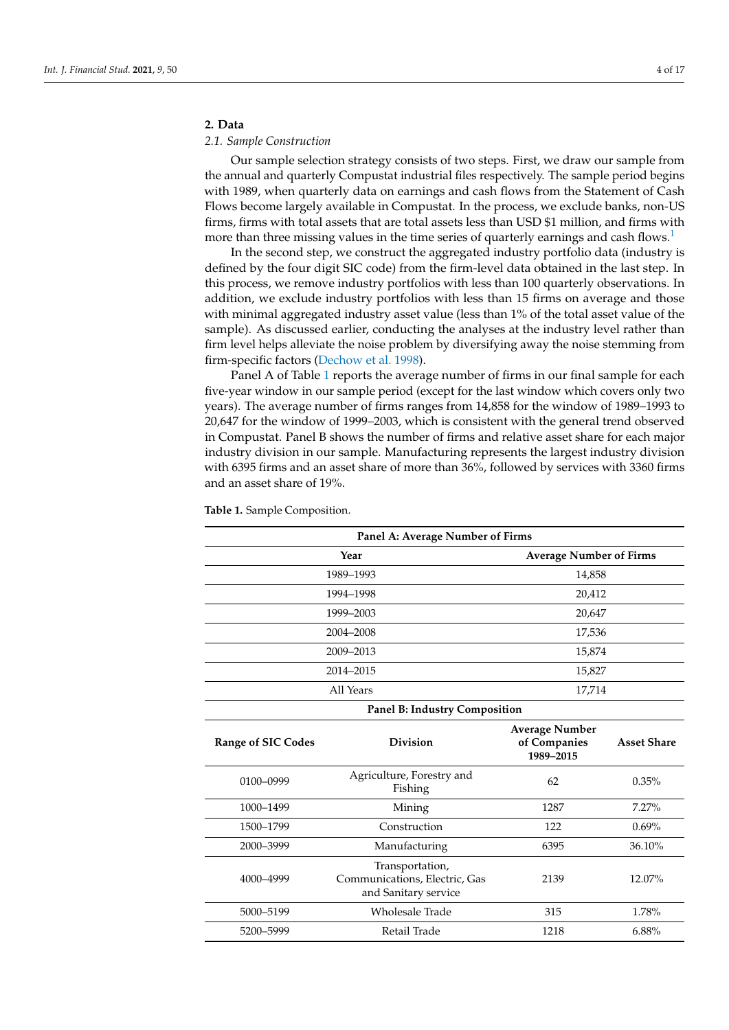## 2. Data

### 2.1. Sample Construction

Our sample selection strategy consists of two steps. First, we draw our sample from the annual and quarterly Compustat industrial files respectively. The sample period begins with 1989, when quarterly data on earnings and cash flows from the Statement of Cash Flows become largely available in Compustat. In the process, we exclude banks, non-US firms, firms with total assets that are total assets less than USD $1 million, and firms with more than three missing values in the time series of quarterly earnings and cash flows.[1]

In the second step, we construct the aggregated industry portfolio data (industry is defined by the four digit SIC code) from the firm-level data obtained in the last step. In this process, we remove industry portfolios with less than 100 quarterly observations. In addition, we exclude industry portfolios with less than 15 firms on average and those with minimal aggregated industry asset value (less than 1% of the total asset value of the sample). As discussed earlier, conducting the analyses at the industry level rather than firm level helps alleviate the noise problem by diversifying away the noise stemming from firm-specific factors (Dechow et al. 1998).

Panel A of Table 1 reports the average number of firms in our final sample for each five-year window in our sample period (except for the last window which covers only two years). The average number of firms ranges from 14,858 for the window of 1989–1993 to 20,647 for the window of 1999–2003, which is consistent with the general trend observed in Compustat. Panel B shows the number of firms and relative asset share for each major industry division in our sample. Manufacturing represents the largest industry division with 6395 firms and an asset share of more than 36%, followed by services with 3360 firms and an asset share of 19%.

**Table 1.** Sample Composition.

**Panel A: Average Number of Firms**

| Year | Average Number of Firms |
|---|---|
| 1989–1993 | 14,858 |
| 1994–1998 | 20,412 |
| 1999–2003 | 20,647 |
| 2004–2008 | 17,536 |
| 2009–2013 | 15,874 |
| 2014–2015 | 15,827 |
| All Years | 17,714 |

**Panel B: Industry Composition**

| Range of SIC Codes | Division | Average Number of Companies 1989–2015 | Asset Share |
|---|---|---|---|
| 0100–0999 | Agriculture, Forestry and Fishing | 62 | 0.35% |
| 1000–1499 | Mining | 1287 | 7.27% |
| 1500–1799 | Construction | 122 | 0.69% |
| 2000–3999 | Manufacturing | 6395 | 36.10% |
| 4000–4999 | Transportation, Communications, Electric, Gas and Sanitary service | 2139 | 12.07% |
| 5000–5199 | Wholesale Trade | 315 | 1.78% |
| 5200–5999 | Retail Trade | 1218 | 6.88% |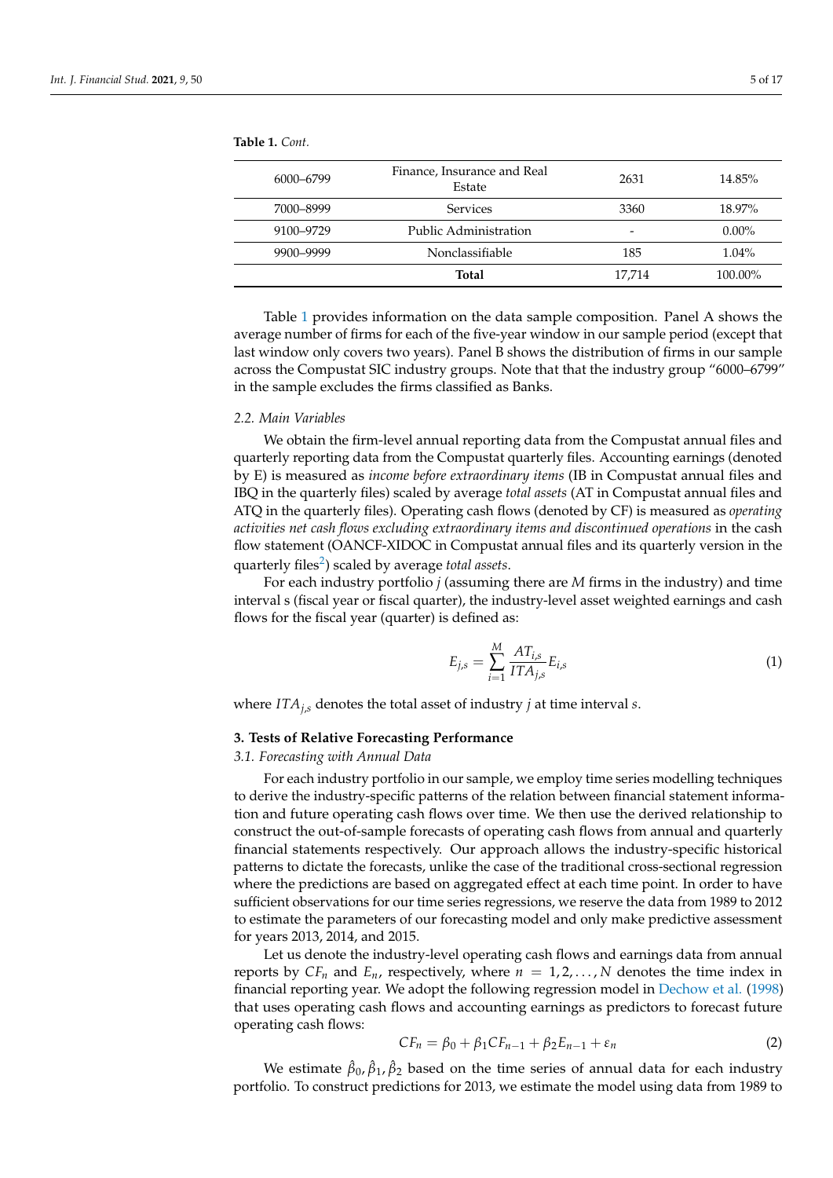**Table 1.** *Cont.*

| | | | |
|---|---|---|---|
| 6000–6799 | Finance, Insurance and Real Estate | 2631 | 14.85% |
| 7000–8999 | Services | 3360 | 18.97% |
| 9100–9729 | Public Administration | - | 0.00% |
| 9900–9999 | Nonclassifiable | 185 | 1.04% |
| | **Total** | 17,714 | 100.00% |

Table 1 provides information on the data sample composition. Panel A shows the average number of firms for each of the five-year window in our sample period (except that last window only covers two years). Panel B shows the distribution of firms in our sample across the Compustat SIC industry groups. Note that that the industry group "6000–6799" in the sample excludes the firms classified as Banks.

### 2.2. Main Variables

We obtain the firm-level annual reporting data from the Compustat annual files and quarterly reporting data from the Compustat quarterly files. Accounting earnings (denoted by E) is measured as *income before extraordinary items* (IB in Compustat annual files and IBQ in the quarterly files) scaled by average *total assets* (AT in Compustat annual files and ATQ in the quarterly files). Operating cash flows (denoted by CF) is measured as *operating activities net cash flows excluding extraordinary items and discontinued operations* in the cash flow statement (OANCF-XIDOC in Compustat annual files and its quarterly version in the quarterly files[2]) scaled by average *total assets*.

For each industry portfolio $j$ (assuming there are $M$ firms in the industry) and time interval s (fiscal year or fiscal quarter), the industry-level asset weighted earnings and cash flows for the fiscal year (quarter) is defined as:

$$E_{j,s} = \sum_{i=1}^{M} \frac{AT_{i,s}}{ITA_{j,s}} E_{i,s} \tag{1}$$

where $ITA_{j,s}$ denotes the total asset of industry $j$ at time interval $s$.

## 3. Tests of Relative Forecasting Performance

### 3.1. Forecasting with Annual Data

For each industry portfolio in our sample, we employ time series modelling techniques to derive the industry-specific patterns of the relation between financial statement information and future operating cash flows over time. We then use the derived relationship to construct the out-of-sample forecasts of operating cash flows from annual and quarterly financial statements respectively. Our approach allows the industry-specific historical patterns to dictate the forecasts, unlike the case of the traditional cross-sectional regression where the predictions are based on aggregated effect at each time point. In order to have sufficient observations for our time series regressions, we reserve the data from 1989 to 2012 to estimate the parameters of our forecasting model and only make predictive assessment for years 2013, 2014, and 2015.

Let us denote the industry-level operating cash flows and earnings data from annual reports by $CF_n$ and $E_n$, respectively, where $n = 1, 2, \ldots, N$ denotes the time index in financial reporting year. We adopt the following regression model in Dechow et al. (1998) that uses operating cash flows and accounting earnings as predictors to forecast future operating cash flows:

$$CF_n = \beta_0 + \beta_1 CF_{n-1} + \beta_2 E_{n-1} + \varepsilon_n \tag{2}$$

We estimate $\hat{\beta}_0, \hat{\beta}_1, \hat{\beta}_2$ based on the time series of annual data for each industry portfolio. To construct predictions for 2013, we estimate the model using data from 1989 to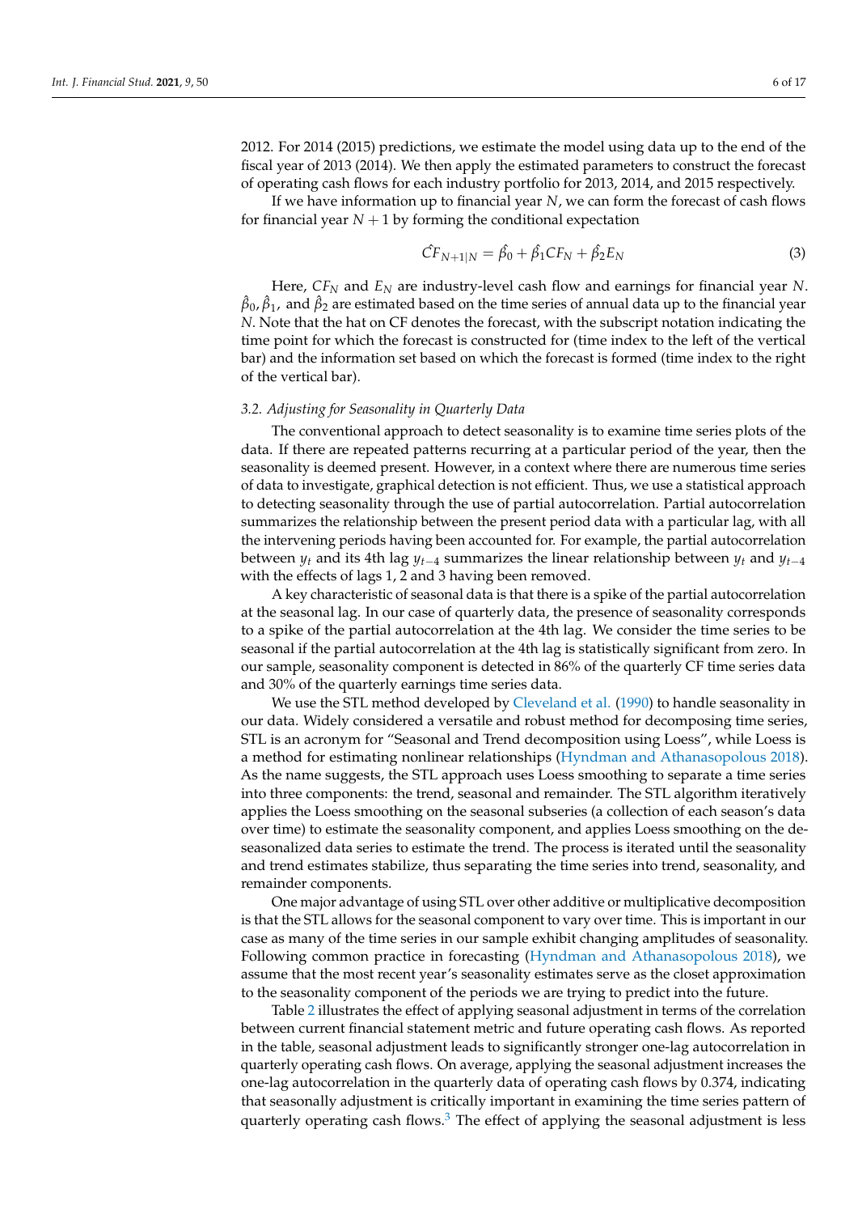2012. For 2014 (2015) predictions, we estimate the model using data up to the end of the fiscal year of 2013 (2014). We then apply the estimated parameters to construct the forecast of operating cash flows for each industry portfolio for 2013, 2014, and 2015 respectively.

If we have information up to financial year $N$, we can form the forecast of cash flows for financial year $N+1$ by forming the conditional expectation

$$\hat{CF}_{N+1|N} = \hat{\beta_0} + \hat{\beta_1} CF_N + \hat{\beta_2} E_N \tag{3}$$

Here, $CF_N$ and $E_N$ are industry-level cash flow and earnings for financial year $N$. $\hat{\beta}_0, \hat{\beta}_1$, and $\hat{\beta}_2$ are estimated based on the time series of annual data up to the financial year $N$. Note that the hat on CF denotes the forecast, with the subscript notation indicating the time point for which the forecast is constructed for (time index to the left of the vertical bar) and the information set based on which the forecast is formed (time index to the right of the vertical bar).

### *3.2. Adjusting for Seasonality in Quarterly Data*

The conventional approach to detect seasonality is to examine time series plots of the data. If there are repeated patterns recurring at a particular period of the year, then the seasonality is deemed present. However, in a context where there are numerous time series of data to investigate, graphical detection is not efficient. Thus, we use a statistical approach to detecting seasonality through the use of partial autocorrelation. Partial autocorrelation summarizes the relationship between the present period data with a particular lag, with all the intervening periods having been accounted for. For example, the partial autocorrelation between $y_t$ and its 4th lag $y_{t-4}$ summarizes the linear relationship between $y_t$ and $y_{t-4}$ with the effects of lags 1, 2 and 3 having been removed.

A key characteristic of seasonal data is that there is a spike of the partial autocorrelation at the seasonal lag. In our case of quarterly data, the presence of seasonality corresponds to a spike of the partial autocorrelation at the 4th lag. We consider the time series to be seasonal if the partial autocorrelation at the 4th lag is statistically significant from zero. In our sample, seasonality component is detected in 86% of the quarterly CF time series data and 30% of the quarterly earnings time series data.

We use the STL method developed by Cleveland et al. (1990) to handle seasonality in our data. Widely considered a versatile and robust method for decomposing time series, STL is an acronym for "Seasonal and Trend decomposition using Loess", while Loess is a method for estimating nonlinear relationships (Hyndman and Athanasopolous 2018). As the name suggests, the STL approach uses Loess smoothing to separate a time series into three components: the trend, seasonal and remainder. The STL algorithm iteratively applies the Loess smoothing on the seasonal subseries (a collection of each season's data over time) to estimate the seasonality component, and applies Loess smoothing on the de-seasonalized data series to estimate the trend. The process is iterated until the seasonality and trend estimates stabilize, thus separating the time series into trend, seasonality, and remainder components.

One major advantage of using STL over other additive or multiplicative decomposition is that the STL allows for the seasonal component to vary over time. This is important in our case as many of the time series in our sample exhibit changing amplitudes of seasonality. Following common practice in forecasting (Hyndman and Athanasopolous 2018), we assume that the most recent year's seasonality estimates serve as the closet approximation to the seasonality component of the periods we are trying to predict into the future.

Table 2 illustrates the effect of applying seasonal adjustment in terms of the correlation between current financial statement metric and future operating cash flows. As reported in the table, seasonal adjustment leads to significantly stronger one-lag autocorrelation in quarterly operating cash flows. On average, applying the seasonal adjustment increases the one-lag autocorrelation in the quarterly data of operating cash flows by 0.374, indicating that seasonally adjustment is critically important in examining the time series pattern of quarterly operating cash flows.[3] The effect of applying the seasonal adjustment is less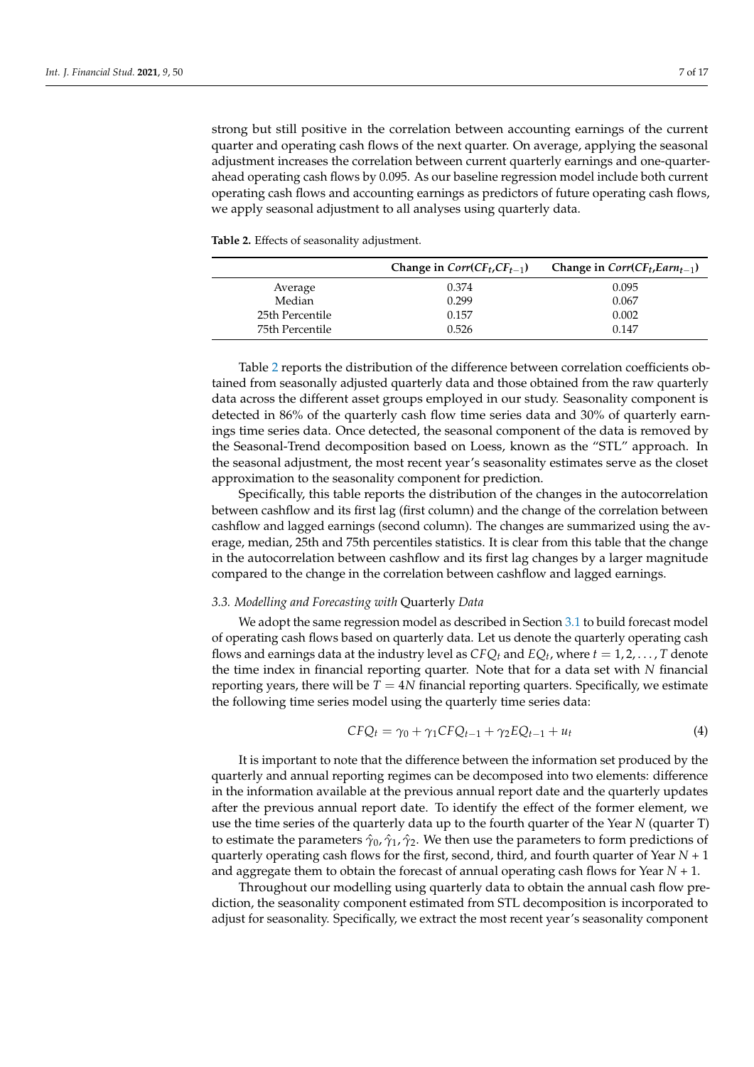strong but still positive in the correlation between accounting earnings of the current quarter and operating cash flows of the next quarter. On average, applying the seasonal adjustment increases the correlation between current quarterly earnings and one-quarter-ahead operating cash flows by 0.095. As our baseline regression model include both current operating cash flows and accounting earnings as predictors of future operating cash flows, we apply seasonal adjustment to all analyses using quarterly data.

**Table 2.** Effects of seasonality adjustment.

| | Change in $Corr(CF_t, CF_{t-1})$ | Change in $Corr(CF_t, Earn_{t-1})$ |
|---|---|---|
| Average | 0.374 | 0.095 |
| Median | 0.299 | 0.067 |
| 25th Percentile | 0.157 | 0.002 |
| 75th Percentile | 0.526 | 0.147 |

Table 2 reports the distribution of the difference between correlation coefficients obtained from seasonally adjusted quarterly data and those obtained from the raw quarterly data across the different asset groups employed in our study. Seasonality component is detected in 86% of the quarterly cash flow time series data and 30% of quarterly earnings time series data. Once detected, the seasonal component of the data is removed by the Seasonal-Trend decomposition based on Loess, known as the "STL" approach. In the seasonal adjustment, the most recent year's seasonality estimates serve as the closet approximation to the seasonality component for prediction.

Specifically, this table reports the distribution of the changes in the autocorrelation between cashflow and its first lag (first column) and the change of the correlation between cashflow and lagged earnings (second column). The changes are summarized using the average, median, 25th and 75th percentiles statistics. It is clear from this table that the change in the autocorrelation between cashflow and its first lag changes by a larger magnitude compared to the change in the correlation between cashflow and lagged earnings.

### *3.3. Modelling and Forecasting with* Quarterly *Data*

We adopt the same regression model as described in Section 3.1 to build forecast model of operating cash flows based on quarterly data. Let us denote the quarterly operating cash flows and earnings data at the industry level as $CFQ_t$ and $EQ_t$, where $t = 1, 2, \ldots, T$ denote the time index in financial reporting quarter. Note that for a data set with $N$ financial reporting years, there will be $T = 4N$ financial reporting quarters. Specifically, we estimate the following time series model using the quarterly time series data:

$$CFQ_t = \gamma_0 + \gamma_1 CFQ_{t-1} + \gamma_2 EQ_{t-1} + u_t \tag{4}$$

It is important to note that the difference between the information set produced by the quarterly and annual reporting regimes can be decomposed into two elements: difference in the information available at the previous annual report date and the quarterly updates after the previous annual report date. To identify the effect of the former element, we use the time series of the quarterly data up to the fourth quarter of the Year $N$ (quarter T) to estimate the parameters $\hat{\gamma}_0, \hat{\gamma}_1, \hat{\gamma}_2$. We then use the parameters to form predictions of quarterly operating cash flows for the first, second, third, and fourth quarter of Year $N + 1$ and aggregate them to obtain the forecast of annual operating cash flows for Year $N + 1$.

Throughout our modelling using quarterly data to obtain the annual cash flow prediction, the seasonality component estimated from STL decomposition is incorporated to adjust for seasonality. Specifically, we extract the most recent year's seasonality component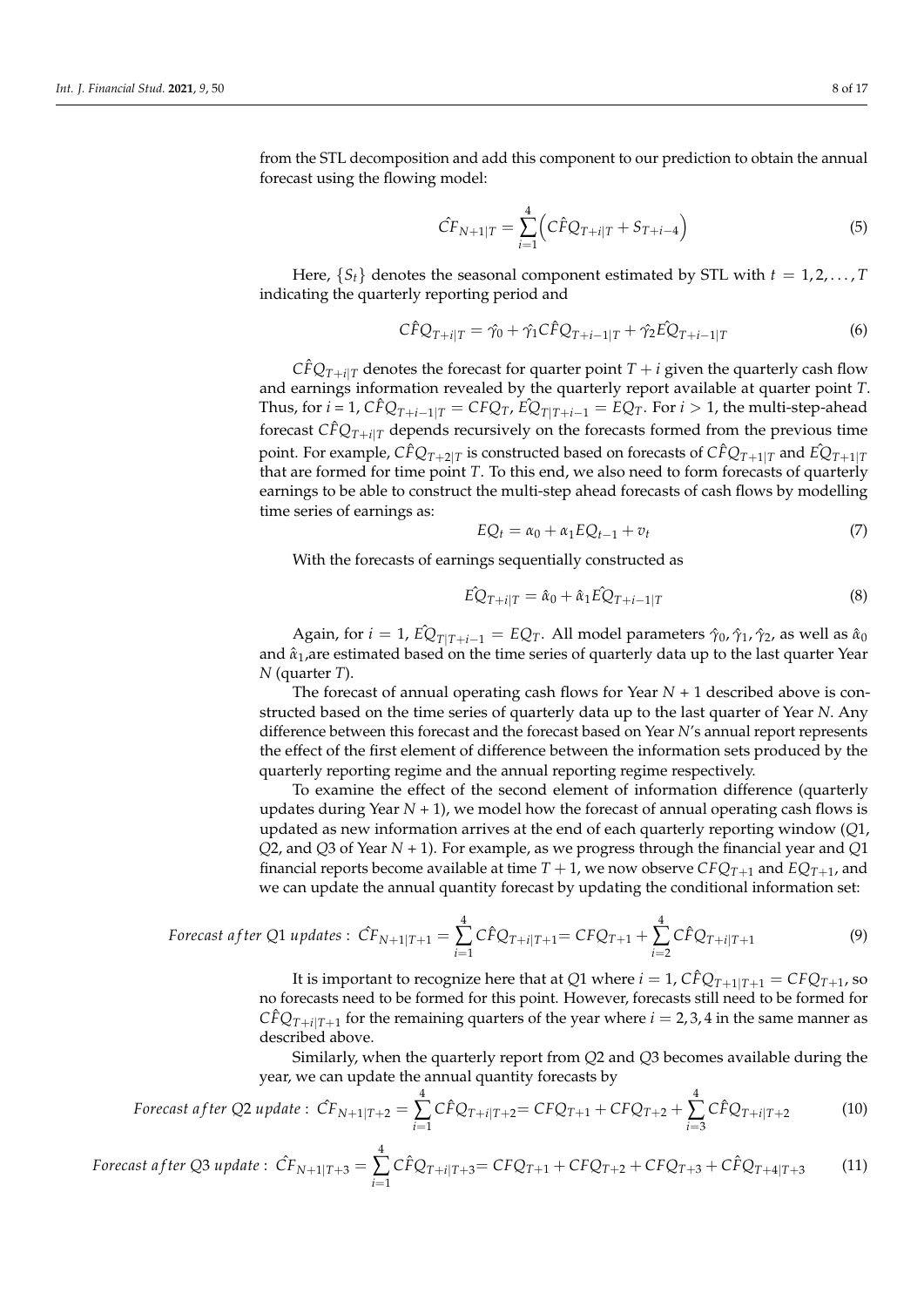from the STL decomposition and add this component to our prediction to obtain the annual forecast using the flowing model:

$$\hat{CF}_{N+1|T} = \sum_{i=1}^{4}\left(C\hat{F}Q_{T+i|T} + S_{T+i-4}\right) \tag{5}$$

Here, $\{S_t\}$ denotes the seasonal component estimated by STL with $t = 1, 2, \ldots, T$ indicating the quarterly reporting period and

$$C\hat{F}Q_{T+i|T} = \hat{\gamma_0} + \hat{\gamma_1} C\hat{F}Q_{T+i-1|T} + \hat{\gamma_2} E\hat{Q}_{T+i-1|T} \tag{6}$$

$C\hat{F}Q_{T+i|T}$ denotes the forecast for quarter point $T+i$ given the quarterly cash flow and earnings information revealed by the quarterly report available at quarter point $T$. Thus, for $i = 1$, $C\hat{F}Q_{T+i-1|T} = CFQ_T$, $E\hat{Q}_{T|T+i-1} = EQ_T$. For $i > 1$, the multi-step-ahead forecast $C\hat{F}Q_{T+i|T}$ depends recursively on the forecasts formed from the previous time point. For example, $C\hat{F}Q_{T+2|T}$ is constructed based on forecasts of $C\hat{F}Q_{T+1|T}$ and $E\hat{Q}_{T+1|T}$ that are formed for time point $T$. To this end, we also need to form forecasts of quarterly earnings to be able to construct the multi-step ahead forecasts of cash flows by modelling time series of earnings as:

$$EQ_t = \alpha_0 + \alpha_1 EQ_{t-1} + v_t \tag{7}$$

With the forecasts of earnings sequentially constructed as

$$E\hat{Q}_{T+i|T} = \hat{\alpha}_0 + \hat{\alpha}_1 E\hat{Q}_{T+i-1|T} \tag{8}$$

Again, for $i = 1$, $E\hat{Q}_{T|T+i-1} = EQ_T$. All model parameters $\hat{\gamma}_0, \hat{\gamma}_1, \hat{\gamma}_2$, as well as $\hat{\alpha}_0$ and $\hat{\alpha}_1$,are estimated based on the time series of quarterly data up to the last quarter Year $N$ (quarter $T$).

The forecast of annual operating cash flows for Year $N$ + 1 described above is constructed based on the time series of quarterly data up to the last quarter of Year $N$. Any difference between this forecast and the forecast based on Year $N$'s annual report represents the effect of the first element of difference between the information sets produced by the quarterly reporting regime and the annual reporting regime respectively.

To examine the effect of the second element of information difference (quarterly updates during Year $N$ + 1), we model how the forecast of annual operating cash flows is updated as new information arrives at the end of each quarterly reporting window ($Q1$, $Q2$, and $Q3$ of Year $N$ + 1). For example, as we progress through the financial year and $Q1$ financial reports become available at time $T+1$, we now observe $CFQ_{T+1}$ and $EQ_{T+1}$, and we can update the annual quantity forecast by updating the conditional information set:

$$Forecast\ after\ Q1\ updates:\ \hat{CF}_{N+1|T+1} = \sum_{i=1}^{4} C\hat{F}Q_{T+i|T+1} = CFQ_{T+1} + \sum_{i=2}^{4} C\hat{F}Q_{T+i|T+1} \tag{9}$$

It is important to recognize here that at $Q1$ where $i = 1$, $C\hat{F}Q_{T+1|T+1} = CFQ_{T+1}$, so no forecasts need to be formed for this point. However, forecasts still need to be formed for $C\hat{F}Q_{T+i|T+1}$ for the remaining quarters of the year where $i = 2, 3, 4$ in the same manner as described above.

Similarly, when the quarterly report from $Q2$ and $Q3$ becomes available during the year, we can update the annual quantity forecasts by

$$Forecast\ after\ Q2\ update:\ \hat{CF}_{N+1|T+2} = \sum_{i=1}^{4} C\hat{F}Q_{T+i|T+2} = CFQ_{T+1} + CFQ_{T+2} + \sum_{i=3}^{4} C\hat{F}Q_{T+i|T+2} \tag{10}$$

$$Forecast\ after\ Q3\ update:\ \hat{CF}_{N+1|T+3} = \sum_{i=1}^{4} C\hat{F}Q_{T+i|T+3} = CFQ_{T+1} + CFQ_{T+2} + CFQ_{T+3} + C\hat{F}Q_{T+4|T+3} \tag{11}$$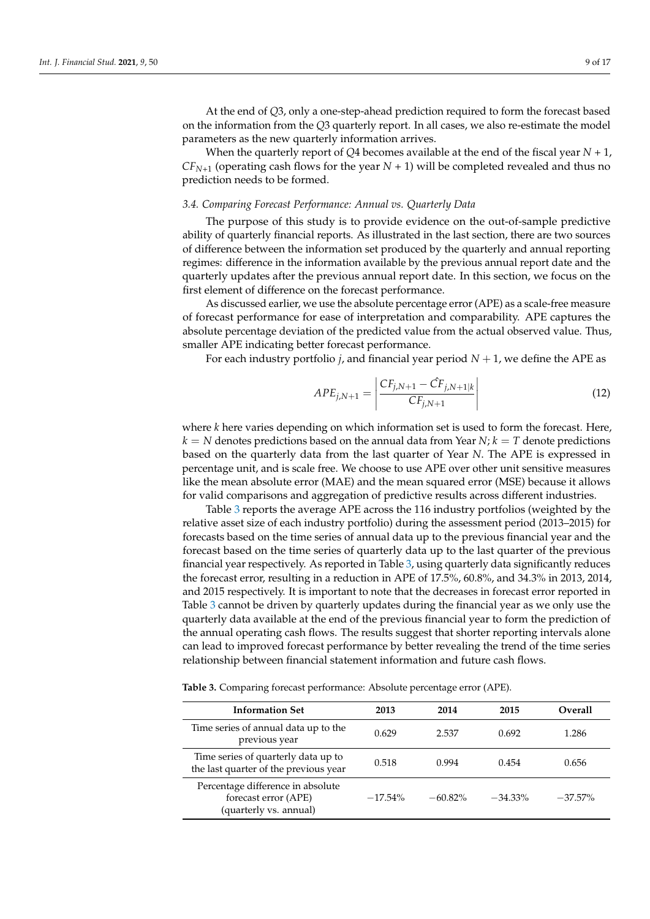At the end of $Q3$, only a one-step-ahead prediction required to form the forecast based on the information from the $Q3$ quarterly report. In all cases, we also re-estimate the model parameters as the new quarterly information arrives.

When the quarterly report of $Q4$ becomes available at the end of the fiscal year $N + 1$, $CF_{N+1}$ (operating cash flows for the year $N + 1$) will be completed revealed and thus no prediction needs to be formed.

### *3.4. Comparing Forecast Performance: Annual vs. Quarterly Data*

The purpose of this study is to provide evidence on the out-of-sample predictive ability of quarterly financial reports. As illustrated in the last section, there are two sources of difference between the information set produced by the quarterly and annual reporting regimes: difference in the information available by the previous annual report date and the quarterly updates after the previous annual report date. In this section, we focus on the first element of difference on the forecast performance.

As discussed earlier, we use the absolute percentage error (APE) as a scale-free measure of forecast performance for ease of interpretation and comparability. APE captures the absolute percentage deviation of the predicted value from the actual observed value. Thus, smaller APE indicating better forecast performance.

For each industry portfolio $j$, and financial year period $N + 1$, we define the APE as

$$APE_{j,N+1} = \left| \frac{CF_{j,N+1} - \hat{CF}_{j,N+1|k}}{CF_{j,N+1}} \right| \tag{12}$$

where $k$ here varies depending on which information set is used to form the forecast. Here, $k = N$ denotes predictions based on the annual data from Year $N$; $k = T$ denote predictions based on the quarterly data from the last quarter of Year $N$. The APE is expressed in percentage unit, and is scale free. We choose to use APE over other unit sensitive measures like the mean absolute error (MAE) and the mean squared error (MSE) because it allows for valid comparisons and aggregation of predictive results across different industries.

Table 3 reports the average APE across the 116 industry portfolios (weighted by the relative asset size of each industry portfolio) during the assessment period (2013–2015) for forecasts based on the time series of annual data up to the previous financial year and the forecast based on the time series of quarterly data up to the last quarter of the previous financial year respectively. As reported in Table 3, using quarterly data significantly reduces the forecast error, resulting in a reduction in APE of 17.5%, 60.8%, and 34.3% in 2013, 2014, and 2015 respectively. It is important to note that the decreases in forecast error reported in Table 3 cannot be driven by quarterly updates during the financial year as we only use the quarterly data available at the end of the previous financial year to form the prediction of the annual operating cash flows. The results suggest that shorter reporting intervals alone can lead to improved forecast performance by better revealing the trend of the time series relationship between financial statement information and future cash flows.

**Table 3.** Comparing forecast performance: Absolute percentage error (APE).

| Information Set | 2013 | 2014 | 2015 | Overall |
|---|---|---|---|---|
| Time series of annual data up to the previous year | 0.629 | 2.537 | 0.692 | 1.286 |
| Time series of quarterly data up to the last quarter of the previous year | 0.518 | 0.994 | 0.454 | 0.656 |
| Percentage difference in absolute forecast error (APE) (quarterly vs. annual) | −17.54% | −60.82% | −34.33% | −37.57% |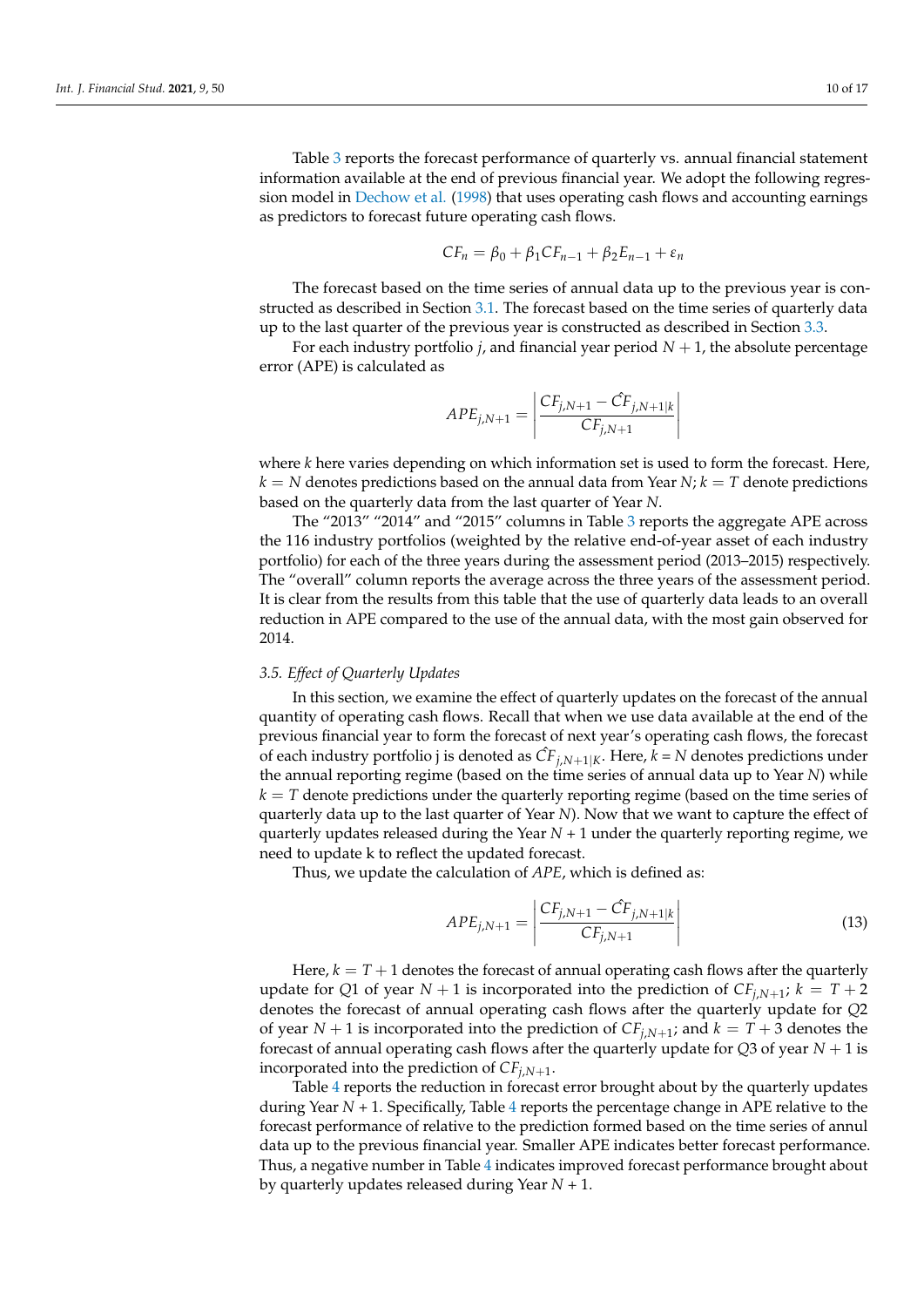Table 3 reports the forecast performance of quarterly vs. annual financial statement information available at the end of previous financial year. We adopt the following regression model in Dechow et al. (1998) that uses operating cash flows and accounting earnings as predictors to forecast future operating cash flows.

$$CF_n = \beta_0 + \beta_1 CF_{n-1} + \beta_2 E_{n-1} + \varepsilon_n$$

The forecast based on the time series of annual data up to the previous year is constructed as described in Section 3.1. The forecast based on the time series of quarterly data up to the last quarter of the previous year is constructed as described in Section 3.3.

For each industry portfolio $j$, and financial year period $N+1$, the absolute percentage error (APE) is calculated as

$$APE_{j,N+1} = \left| \frac{CF_{j,N+1} - \hat{CF}_{j,N+1|k}}{CF_{j,N+1}} \right|$$

where $k$ here varies depending on which information set is used to form the forecast. Here, $k = N$ denotes predictions based on the annual data from Year $N$; $k = T$ denote predictions based on the quarterly data from the last quarter of Year $N$.

The "2013" "2014" and "2015" columns in Table 3 reports the aggregate APE across the 116 industry portfolios (weighted by the relative end-of-year asset of each industry portfolio) for each of the three years during the assessment period (2013–2015) respectively. The "overall" column reports the average across the three years of the assessment period. It is clear from the results from this table that the use of quarterly data leads to an overall reduction in APE compared to the use of the annual data, with the most gain observed for 2014.

### 3.5. Effect of Quarterly Updates

In this section, we examine the effect of quarterly updates on the forecast of the annual quantity of operating cash flows. Recall that when we use data available at the end of the previous financial year to form the forecast of next year's operating cash flows, the forecast of each industry portfolio j is denoted as $\hat{CF}_{j,N+1|K}$. Here, $k = N$ denotes predictions under the annual reporting regime (based on the time series of annual data up to Year $N$) while $k = T$ denote predictions under the quarterly reporting regime (based on the time series of quarterly data up to the last quarter of Year $N$). Now that we want to capture the effect of quarterly updates released during the Year $N + 1$ under the quarterly reporting regime, we need to update k to reflect the updated forecast.

Thus, we update the calculation of *APE*, which is defined as:

$$APE_{j,N+1} = \left| \frac{CF_{j,N+1} - \hat{CF}_{j,N+1|k}}{CF_{j,N+1}} \right| \tag{13}$$

Here, $k = T+1$ denotes the forecast of annual operating cash flows after the quarterly update for $Q1$ of year $N+1$ is incorporated into the prediction of $CF_{j,N+1}$; $k = T+2$ denotes the forecast of annual operating cash flows after the quarterly update for $Q2$ of year $N+1$ is incorporated into the prediction of $CF_{j,N+1}$; and $k = T+3$ denotes the forecast of annual operating cash flows after the quarterly update for $Q3$ of year $N+1$ is incorporated into the prediction of $CF_{j,N+1}$.

Table 4 reports the reduction in forecast error brought about by the quarterly updates during Year $N + 1$. Specifically, Table 4 reports the percentage change in APE relative to the forecast performance of relative to the prediction formed based on the time series of annul data up to the previous financial year. Smaller APE indicates better forecast performance. Thus, a negative number in Table 4 indicates improved forecast performance brought about by quarterly updates released during Year $N + 1$.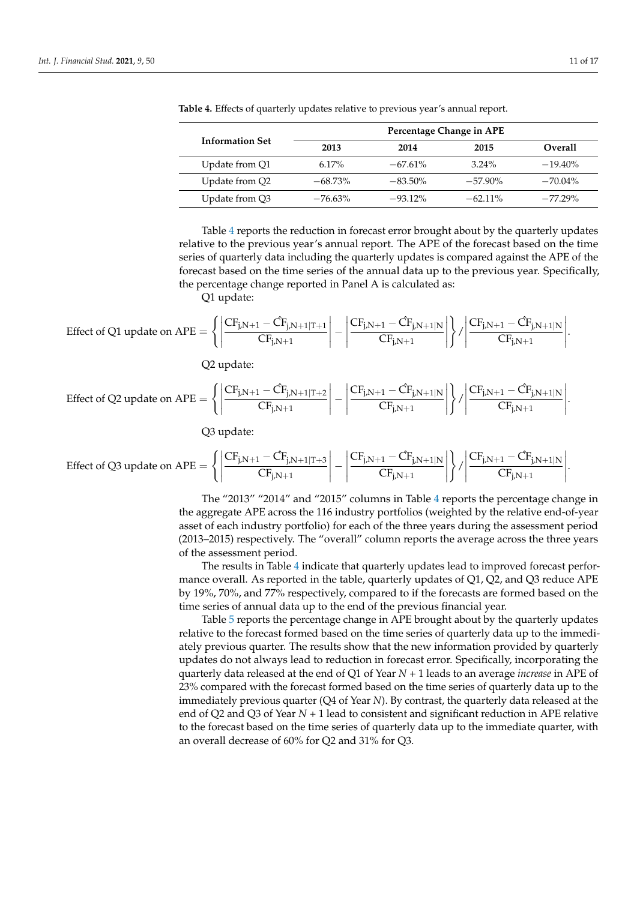**Table 4.** Effects of quarterly updates relative to previous year's annual report.

| Information Set | Percentage Change in APE | | | |
|---|---|---|---|---|
| | 2013 | 2014 | 2015 | Overall |
| Update from Q1 | 6.17% | −67.61% | 3.24% | −19.40% |
| Update from Q2 | −68.73% | −83.50% | −57.90% | −70.04% |
| Update from Q3 | −76.63% | −93.12% | −62.11% | −77.29% |

Table 4 reports the reduction in forecast error brought about by the quarterly updates relative to the previous year's annual report. The APE of the forecast based on the time series of quarterly data including the quarterly updates is compared against the APE of the forecast based on the time series of the annual data up to the previous year. Specifically, the percentage change reported in Panel A is calculated as:

Q1 update:

$$\text{Effect of Q1 update on APE} = \left\{ \left| \frac{CF_{j,N+1} - \hat{CF}_{j,N+1|T+1}}{CF_{j,N+1}} \right| - \left| \frac{CF_{j,N+1} - \hat{CF}_{j,N+1|N}}{CF_{j,N+1}} \right| \right\} / \left| \frac{CF_{j,N+1} - \hat{CF}_{j,N+1|N}}{CF_{j,N+1}} \right| .$$

Q2 update:

$$\text{Effect of Q2 update on APE} = \left\{ \left| \frac{CF_{j,N+1} - \hat{CF}_{j,N+1|T+2}}{CF_{j,N+1}} \right| - \left| \frac{CF_{j,N+1} - \hat{CF}_{j,N+1|N}}{CF_{j,N+1}} \right| \right\} / \left| \frac{CF_{j,N+1} - \hat{CF}_{j,N+1|N}}{CF_{j,N+1}} \right| .$$

Q3 update:

$$\text{Effect of Q3 update on APE} = \left\{ \left| \frac{CF_{j,N+1} - \hat{CF}_{j,N+1|T+3}}{CF_{j,N+1}} \right| - \left| \frac{CF_{j,N+1} - \hat{CF}_{j,N+1|N}}{CF_{j,N+1}} \right| \right\} / \left| \frac{CF_{j,N+1} - \hat{CF}_{j,N+1|N}}{CF_{j,N+1}} \right| .$$

The "2013" "2014" and "2015" columns in Table 4 reports the percentage change in the aggregate APE across the 116 industry portfolios (weighted by the relative end-of-year asset of each industry portfolio) for each of the three years during the assessment period (2013–2015) respectively. The "overall" column reports the average across the three years of the assessment period.

The results in Table 4 indicate that quarterly updates lead to improved forecast performance overall. As reported in the table, quarterly updates of Q1, Q2, and Q3 reduce APE by 19%, 70%, and 77% respectively, compared to if the forecasts are formed based on the time series of annual data up to the end of the previous financial year.

Table 5 reports the percentage change in APE brought about by the quarterly updates relative to the forecast formed based on the time series of quarterly data up to the immediately previous quarter. The results show that the new information provided by quarterly updates do not always lead to reduction in forecast error. Specifically, incorporating the quarterly data released at the end of Q1 of Year $N + 1$ leads to an average *increase* in APE of 23% compared with the forecast formed based on the time series of quarterly data up to the immediately previous quarter (Q4 of Year $N$). By contrast, the quarterly data released at the end of Q2 and Q3 of Year $N + 1$ lead to consistent and significant reduction in APE relative to the forecast based on the time series of quarterly data up to the immediate quarter, with an overall decrease of 60% for Q2 and 31% for Q3.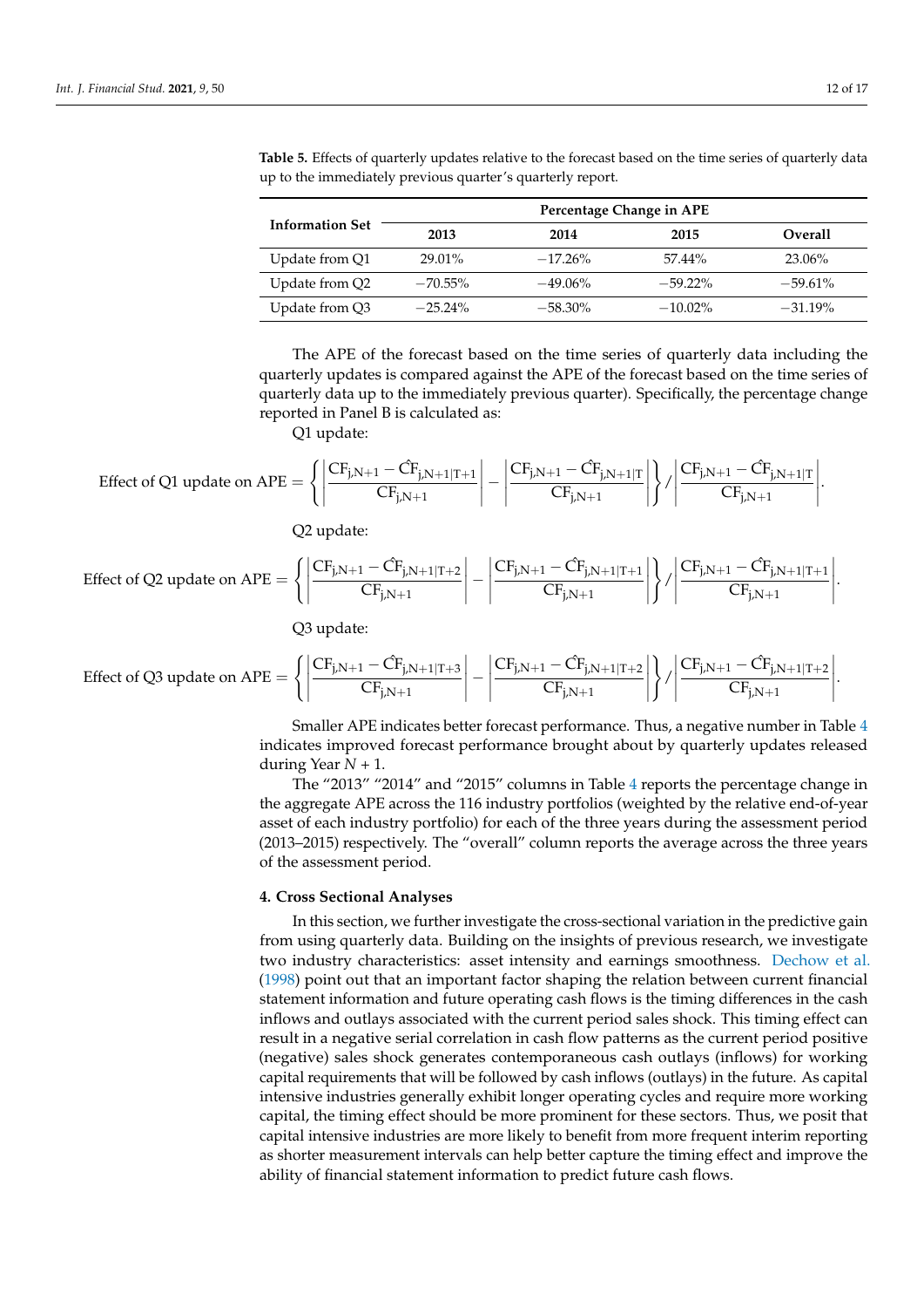**Table 5.** Effects of quarterly updates relative to the forecast based on the time series of quarterly data up to the immediately previous quarter's quarterly report.

| Information Set | Percentage Change in APE | | | |
|---|---|---|---|---|
| | 2013 | 2014 | 2015 | Overall |
| Update from Q1 | 29.01% | −17.26% | 57.44% | 23.06% |
| Update from Q2 | −70.55% | −49.06% | −59.22% | −59.61% |
| Update from Q3 | −25.24% | −58.30% | −10.02% | −31.19% |

The APE of the forecast based on the time series of quarterly data including the quarterly updates is compared against the APE of the forecast based on the time series of quarterly data up to the immediately previous quarter). Specifically, the percentage change reported in Panel B is calculated as:

Q1 update:

$$\text{Effect of Q1 update on APE} = \left\{ \left| \frac{CF_{j,N+1} - \hat{CF}_{j,N+1|T+1}}{CF_{j,N+1}} \right| - \left| \frac{CF_{j,N+1} - \hat{CF}_{j,N+1|T}}{CF_{j,N+1}} \right| \right\} / \left| \frac{CF_{j,N+1} - \hat{CF}_{j,N+1|T}}{CF_{j,N+1}} \right|.$$

Q2 update:

$$\text{Effect of Q2 update on APE} = \left\{ \left| \frac{CF_{j,N+1} - \hat{CF}_{j,N+1|T+2}}{CF_{j,N+1}} \right| - \left| \frac{CF_{j,N+1} - \hat{CF}_{j,N+1|T+1}}{CF_{j,N+1}} \right| \right\} / \left| \frac{CF_{j,N+1} - \hat{CF}_{j,N+1|T+1}}{CF_{j,N+1}} \right|.$$

Q3 update:

$$\text{Effect of Q3 update on APE} = \left\{ \left| \frac{CF_{j,N+1} - \hat{CF}_{j,N+1|T+3}}{CF_{j,N+1}} \right| - \left| \frac{CF_{j,N+1} - \hat{CF}_{j,N+1|T+2}}{CF_{j,N+1}} \right| \right\} / \left| \frac{CF_{j,N+1} - \hat{CF}_{j,N+1|T+2}}{CF_{j,N+1}} \right|.$$

Smaller APE indicates better forecast performance. Thus, a negative number in Table 4 indicates improved forecast performance brought about by quarterly updates released during Year $N + 1$.

The "2013" "2014" and "2015" columns in Table 4 reports the percentage change in the aggregate APE across the 116 industry portfolios (weighted by the relative end-of-year asset of each industry portfolio) for each of the three years during the assessment period (2013–2015) respectively. The "overall" column reports the average across the three years of the assessment period.

## 4. Cross Sectional Analyses

In this section, we further investigate the cross-sectional variation in the predictive gain from using quarterly data. Building on the insights of previous research, we investigate two industry characteristics: asset intensity and earnings smoothness. Dechow et al. (1998) point out that an important factor shaping the relation between current financial statement information and future operating cash flows is the timing differences in the cash inflows and outlays associated with the current period sales shock. This timing effect can result in a negative serial correlation in cash flow patterns as the current period positive (negative) sales shock generates contemporaneous cash outlays (inflows) for working capital requirements that will be followed by cash inflows (outlays) in the future. As capital intensive industries generally exhibit longer operating cycles and require more working capital, the timing effect should be more prominent for these sectors. Thus, we posit that capital intensive industries are more likely to benefit from more frequent interim reporting as shorter measurement intervals can help better capture the timing effect and improve the ability of financial statement information to predict future cash flows.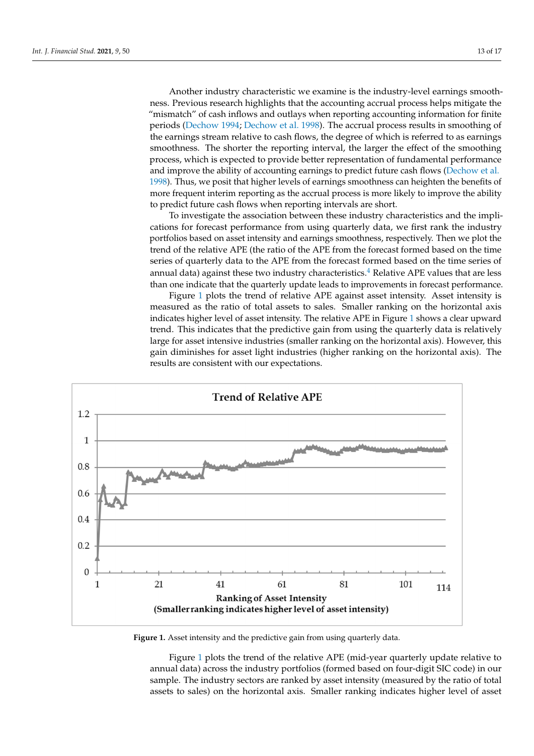Another industry characteristic we examine is the industry-level earnings smoothness. Previous research highlights that the accounting accrual process helps mitigate the "mismatch" of cash inflows and outlays when reporting accounting information for finite periods (Dechow 1994; Dechow et al. 1998). The accrual process results in smoothing of the earnings stream relative to cash flows, the degree of which is referred to as earnings smoothness. The shorter the reporting interval, the larger the effect of the smoothing process, which is expected to provide better representation of fundamental performance and improve the ability of accounting earnings to predict future cash flows (Dechow et al. 1998). Thus, we posit that higher levels of earnings smoothness can heighten the benefits of more frequent interim reporting as the accrual process is more likely to improve the ability to predict future cash flows when reporting intervals are short.

To investigate the association between these industry characteristics and the implications for forecast performance from using quarterly data, we first rank the industry portfolios based on asset intensity and earnings smoothness, respectively. Then we plot the trend of the relative APE (the ratio of the APE from the forecast formed based on the time series of quarterly data to the APE from the forecast formed based on the time series of annual data) against these two industry characteristics.[4] Relative APE values that are less than one indicate that the quarterly update leads to improvements in forecast performance.

Figure 1 plots the trend of relative APE against asset intensity. Asset intensity is measured as the ratio of total assets to sales. Smaller ranking on the horizontal axis indicates higher level of asset intensity. The relative APE in Figure 1 shows a clear upward trend. This indicates that the predictive gain from using the quarterly data is relatively large for asset intensive industries (smaller ranking on the horizontal axis). However, this gain diminishes for asset light industries (higher ranking on the horizontal axis). The results are consistent with our expectations.

**Figure 1.** Asset intensity and the predictive gain from using quarterly data.

Figure 1 plots the trend of the relative APE (mid-year quarterly update relative to annual data) across the industry portfolios (formed based on four-digit SIC code) in our sample. The industry sectors are ranked by asset intensity (measured by the ratio of total assets to sales) on the horizontal axis. Smaller ranking indicates higher level of asset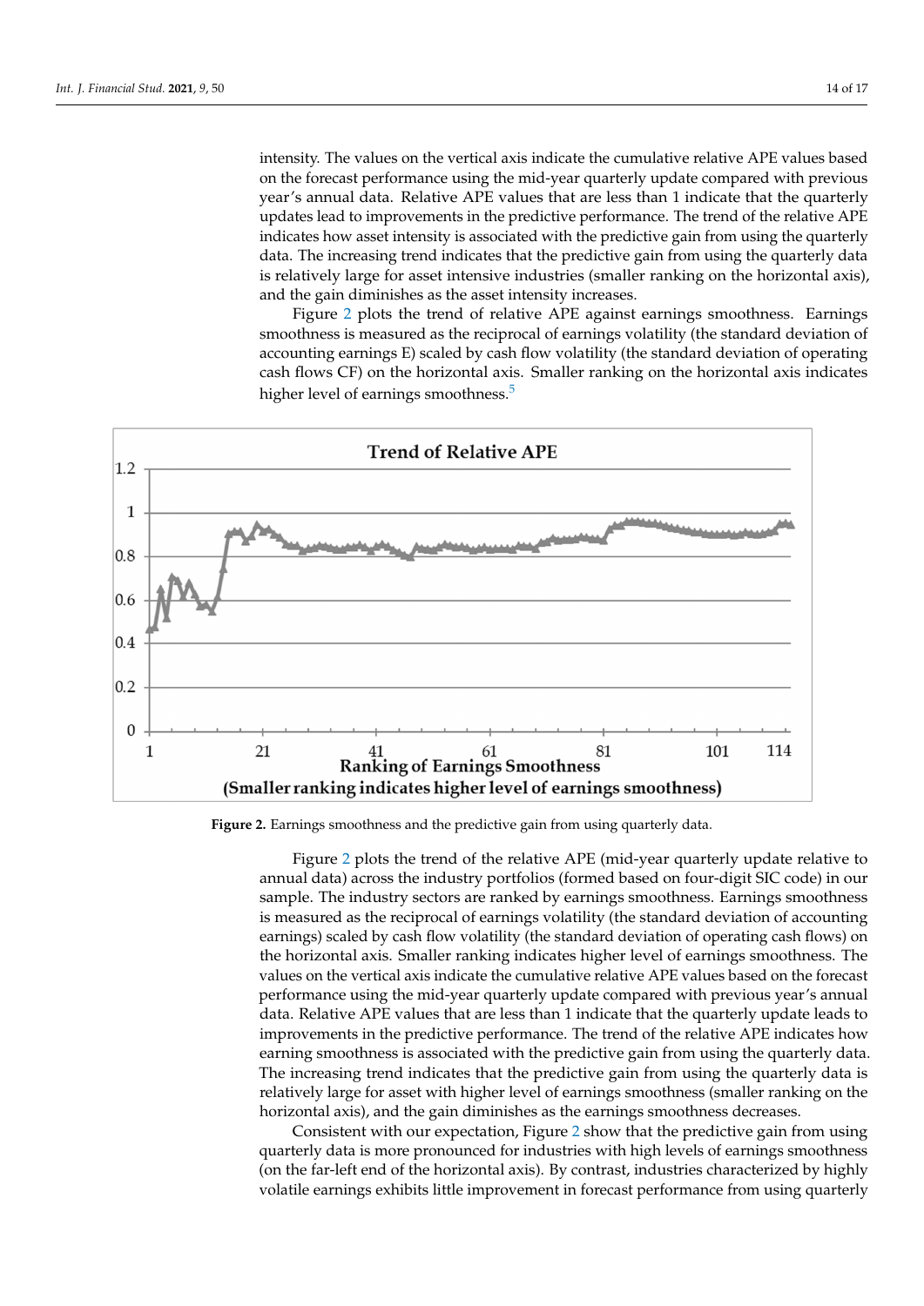intensity. The values on the vertical axis indicate the cumulative relative APE values based on the forecast performance using the mid-year quarterly update compared with previous year's annual data. Relative APE values that are less than 1 indicate that the quarterly updates lead to improvements in the predictive performance. The trend of the relative APE indicates how asset intensity is associated with the predictive gain from using the quarterly data. The increasing trend indicates that the predictive gain from using the quarterly data is relatively large for asset intensive industries (smaller ranking on the horizontal axis), and the gain diminishes as the asset intensity increases.

Figure 2 plots the trend of relative APE against earnings smoothness. Earnings smoothness is measured as the reciprocal of earnings volatility (the standard deviation of accounting earnings E) scaled by cash flow volatility (the standard deviation of operating cash flows CF) on the horizontal axis. Smaller ranking on the horizontal axis indicates higher level of earnings smoothness.[5]

**Figure 2.** Earnings smoothness and the predictive gain from using quarterly data.

Figure 2 plots the trend of the relative APE (mid-year quarterly update relative to annual data) across the industry portfolios (formed based on four-digit SIC code) in our sample. The industry sectors are ranked by earnings smoothness. Earnings smoothness is measured as the reciprocal of earnings volatility (the standard deviation of accounting earnings) scaled by cash flow volatility (the standard deviation of operating cash flows) on the horizontal axis. Smaller ranking indicates higher level of earnings smoothness. The values on the vertical axis indicate the cumulative relative APE values based on the forecast performance using the mid-year quarterly update compared with previous year's annual data. Relative APE values that are less than 1 indicate that the quarterly update leads to improvements in the predictive performance. The trend of the relative APE indicates how earning smoothness is associated with the predictive gain from using the quarterly data. The increasing trend indicates that the predictive gain from using the quarterly data is relatively large for asset with higher level of earnings smoothness (smaller ranking on the horizontal axis), and the gain diminishes as the earnings smoothness decreases.

Consistent with our expectation, Figure 2 show that the predictive gain from using quarterly data is more pronounced for industries with high levels of earnings smoothness (on the far-left end of the horizontal axis). By contrast, industries characterized by highly volatile earnings exhibits little improvement in forecast performance from using quarterly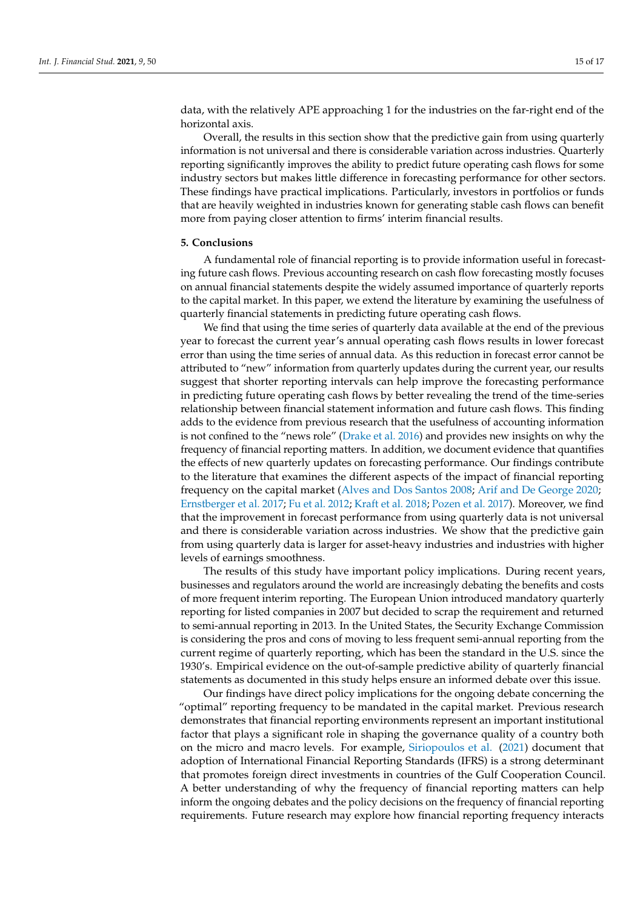data, with the relatively APE approaching 1 for the industries on the far-right end of the horizontal axis.

Overall, the results in this section show that the predictive gain from using quarterly information is not universal and there is considerable variation across industries. Quarterly reporting significantly improves the ability to predict future operating cash flows for some industry sectors but makes little difference in forecasting performance for other sectors. These findings have practical implications. Particularly, investors in portfolios or funds that are heavily weighted in industries known for generating stable cash flows can benefit more from paying closer attention to firms' interim financial results.

## 5. Conclusions

A fundamental role of financial reporting is to provide information useful in forecasting future cash flows. Previous accounting research on cash flow forecasting mostly focuses on annual financial statements despite the widely assumed importance of quarterly reports to the capital market. In this paper, we extend the literature by examining the usefulness of quarterly financial statements in predicting future operating cash flows.

We find that using the time series of quarterly data available at the end of the previous year to forecast the current year's annual operating cash flows results in lower forecast error than using the time series of annual data. As this reduction in forecast error cannot be attributed to "new" information from quarterly updates during the current year, our results suggest that shorter reporting intervals can help improve the forecasting performance in predicting future operating cash flows by better revealing the trend of the time-series relationship between financial statement information and future cash flows. This finding adds to the evidence from previous research that the usefulness of accounting information is not confined to the "news role" (Drake et al. 2016) and provides new insights on why the frequency of financial reporting matters. In addition, we document evidence that quantifies the effects of new quarterly updates on forecasting performance. Our findings contribute to the literature that examines the different aspects of the impact of financial reporting frequency on the capital market (Alves and Dos Santos 2008; Arif and De George 2020; Ernstberger et al. 2017; Fu et al. 2012; Kraft et al. 2018; Pozen et al. 2017). Moreover, we find that the improvement in forecast performance from using quarterly data is not universal and there is considerable variation across industries. We show that the predictive gain from using quarterly data is larger for asset-heavy industries and industries with higher levels of earnings smoothness.

The results of this study have important policy implications. During recent years, businesses and regulators around the world are increasingly debating the benefits and costs of more frequent interim reporting. The European Union introduced mandatory quarterly reporting for listed companies in 2007 but decided to scrap the requirement and returned to semi-annual reporting in 2013. In the United States, the Security Exchange Commission is considering the pros and cons of moving to less frequent semi-annual reporting from the current regime of quarterly reporting, which has been the standard in the U.S. since the 1930's. Empirical evidence on the out-of-sample predictive ability of quarterly financial statements as documented in this study helps ensure an informed debate over this issue.

Our findings have direct policy implications for the ongoing debate concerning the "optimal" reporting frequency to be mandated in the capital market. Previous research demonstrates that financial reporting environments represent an important institutional factor that plays a significant role in shaping the governance quality of a country both on the micro and macro levels. For example, Siriopoulos et al. (2021) document that adoption of International Financial Reporting Standards (IFRS) is a strong determinant that promotes foreign direct investments in countries of the Gulf Cooperation Council. A better understanding of why the frequency of financial reporting matters can help inform the ongoing debates and the policy decisions on the frequency of financial reporting requirements. Future research may explore how financial reporting frequency interacts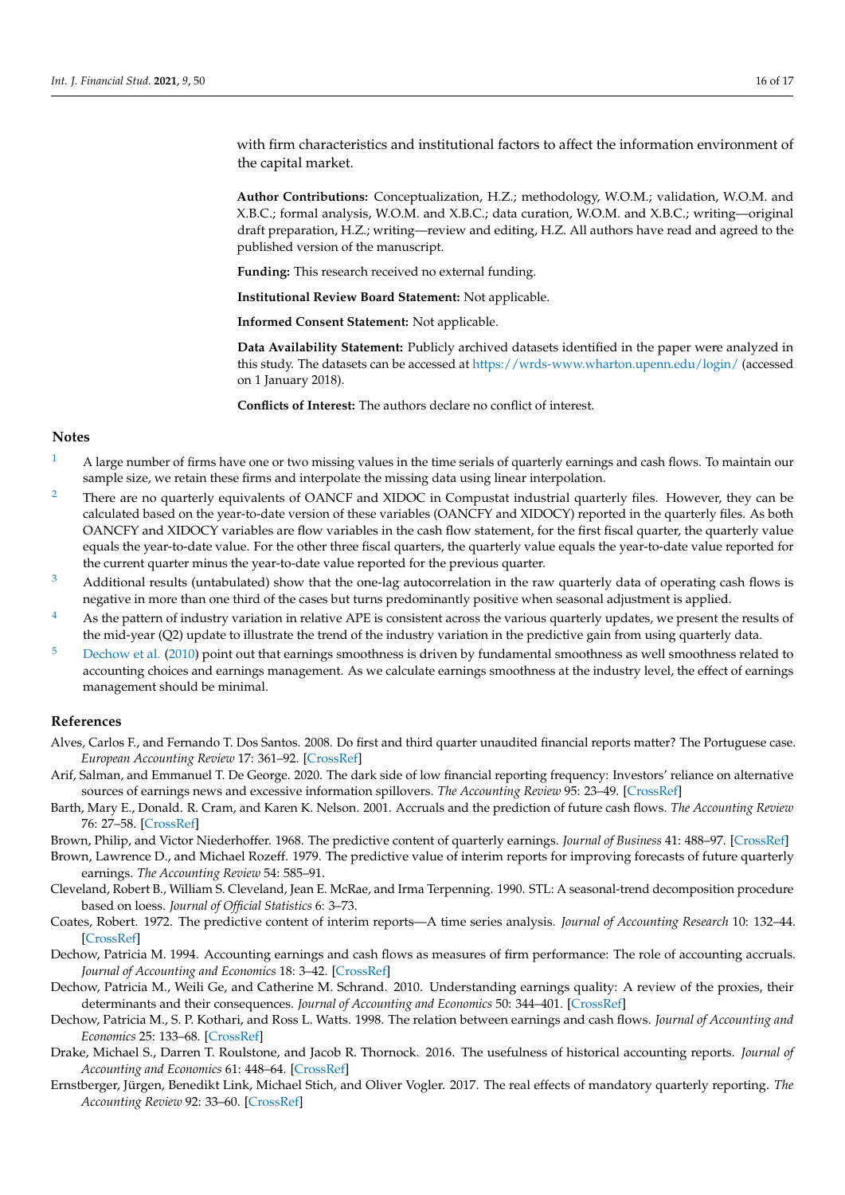with firm characteristics and institutional factors to affect the information environment of the capital market.

**Author Contributions:** Conceptualization, H.Z.; methodology, W.O.M.; validation, W.O.M. and X.B.C.; formal analysis, W.O.M. and X.B.C.; data curation, W.O.M. and X.B.C.; writing—original draft preparation, H.Z.; writing—review and editing, H.Z. All authors have read and agreed to the published version of the manuscript.

**Funding:** This research received no external funding.

**Institutional Review Board Statement:** Not applicable.

**Informed Consent Statement:** Not applicable.

**Data Availability Statement:** Publicly archived datasets identified in the paper were analyzed in this study. The datasets can be accessed at https://wrds-www.wharton.upenn.edu/login/ (accessed on 1 January 2018).

**Conflicts of Interest:** The authors declare no conflict of interest.

## Notes

1. A large number of firms have one or two missing values in the time serials of quarterly earnings and cash flows. To maintain our sample size, we retain these firms and interpolate the missing data using linear interpolation.
2. There are no quarterly equivalents of OANCF and XIDOC in Compustat industrial quarterly files. However, they can be calculated based on the year-to-date version of these variables (OANCFY and XIDOCY) reported in the quarterly files. As both OANCFY and XIDOCY variables are flow variables in the cash flow statement, for the first fiscal quarter, the quarterly value equals the year-to-date value. For the other three fiscal quarters, the quarterly value equals the year-to-date value reported for the current quarter minus the year-to-date value reported for the previous quarter.
3. Additional results (untabulated) show that the one-lag autocorrelation in the raw quarterly data of operating cash flows is negative in more than one third of the cases but turns predominantly positive when seasonal adjustment is applied.
4. As the pattern of industry variation in relative APE is consistent across the various quarterly updates, we present the results of the mid-year (Q2) update to illustrate the trend of the industry variation in the predictive gain from using quarterly data.
5. Dechow et al. (2010) point out that earnings smoothness is driven by fundamental smoothness as well smoothness related to accounting choices and earnings management. As we calculate earnings smoothness at the industry level, the effect of earnings management should be minimal.

## References

Alves, Carlos F., and Fernando T. Dos Santos. 2008. Do first and third quarter unaudited financial reports matter? The Portuguese case. *European Accounting Review* 17: 361–92. [CrossRef]

Arif, Salman, and Emmanuel T. De George. 2020. The dark side of low financial reporting frequency: Investors' reliance on alternative sources of earnings news and excessive information spillovers. *The Accounting Review* 95: 23–49. [CrossRef]

Barth, Mary E., Donald. R. Cram, and Karen K. Nelson. 2001. Accruals and the prediction of future cash flows. *The Accounting Review* 76: 27–58. [CrossRef]

Brown, Philip, and Victor Niederhoffer. 1968. The predictive content of quarterly earnings. *Journal of Business* 41: 488–97. [CrossRef]

Brown, Lawrence D., and Michael Rozeff. 1979. The predictive value of interim reports for improving forecasts of future quarterly earnings. *The Accounting Review* 54: 585–91.

Cleveland, Robert B., William S. Cleveland, Jean E. McRae, and Irma Terpenning. 1990. STL: A seasonal-trend decomposition procedure based on loess. *Journal of Official Statistics* 6: 3–73.

Coates, Robert. 1972. The predictive content of interim reports—A time series analysis. *Journal of Accounting Research* 10: 132–44. [CrossRef]

Dechow, Patricia M. 1994. Accounting earnings and cash flows as measures of firm performance: The role of accounting accruals. *Journal of Accounting and Economics* 18: 3–42. [CrossRef]

Dechow, Patricia M., Weili Ge, and Catherine M. Schrand. 2010. Understanding earnings quality: A review of the proxies, their determinants and their consequences. *Journal of Accounting and Economics* 50: 344–401. [CrossRef]

Dechow, Patricia M., S. P. Kothari, and Ross L. Watts. 1998. The relation between earnings and cash flows. *Journal of Accounting and Economics* 25: 133–68. [CrossRef]

Drake, Michael S., Darren T. Roulstone, and Jacob R. Thornock. 2016. The usefulness of historical accounting reports. *Journal of Accounting and Economics* 61: 448–64. [CrossRef]

Ernstberger, Jürgen, Benedikt Link, Michael Stich, and Oliver Vogler. 2017. The real effects of mandatory quarterly reporting. *The Accounting Review* 92: 33–60. [CrossRef]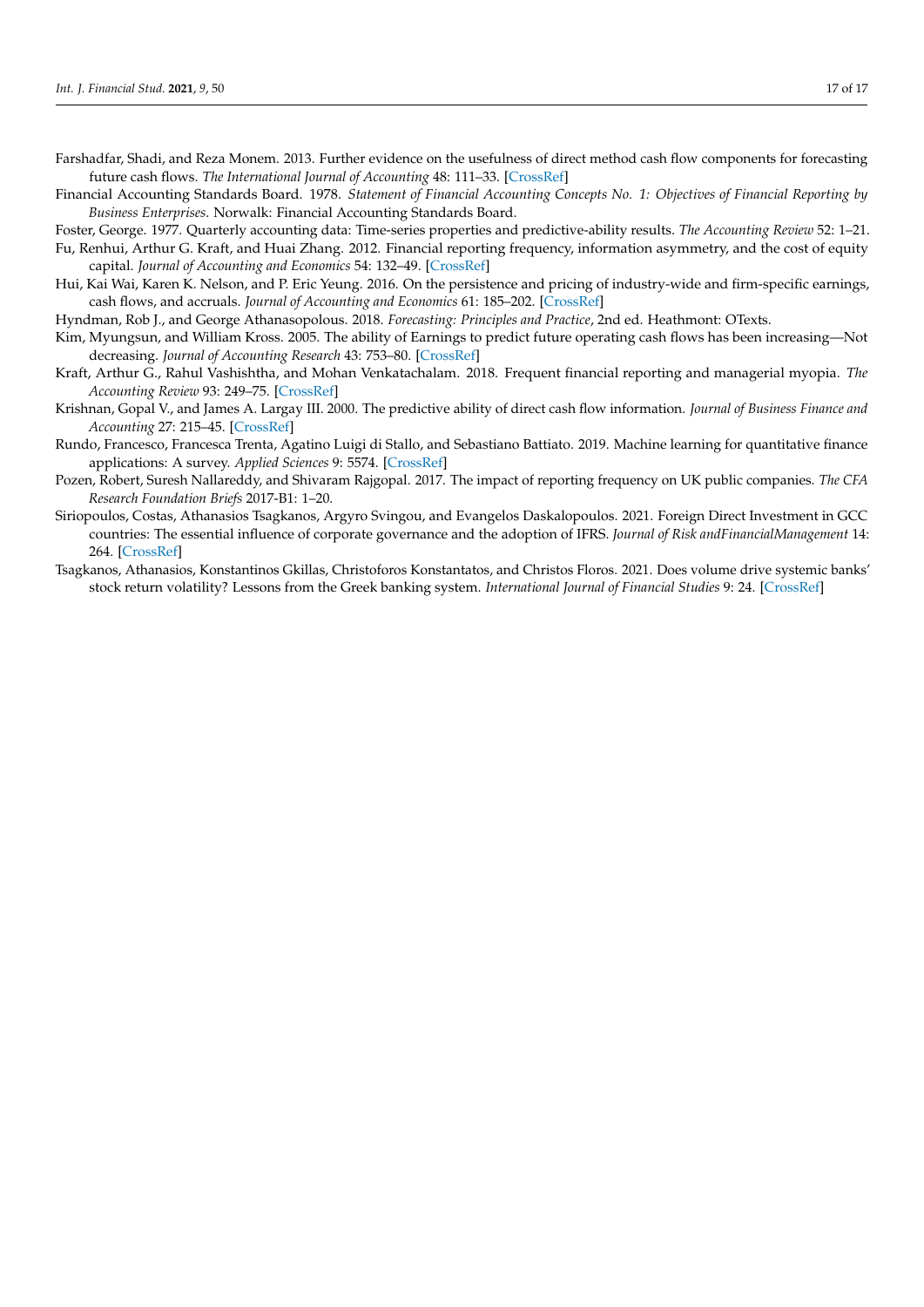Farshadfar, Shadi, and Reza Monem. 2013. Further evidence on the usefulness of direct method cash flow components for forecasting future cash flows. *The International Journal of Accounting* 48: 111–33. [CrossRef]

Financial Accounting Standards Board. 1978. *Statement of Financial Accounting Concepts No. 1: Objectives of Financial Reporting by Business Enterprises*. Norwalk: Financial Accounting Standards Board.

Foster, George. 1977. Quarterly accounting data: Time-series properties and predictive-ability results. *The Accounting Review* 52: 1–21.

Fu, Renhui, Arthur G. Kraft, and Huai Zhang. 2012. Financial reporting frequency, information asymmetry, and the cost of equity capital. *Journal of Accounting and Economics* 54: 132–49. [CrossRef]

Hui, Kai Wai, Karen K. Nelson, and P. Eric Yeung. 2016. On the persistence and pricing of industry-wide and firm-specific earnings, cash flows, and accruals. *Journal of Accounting and Economics* 61: 185–202. [CrossRef]

Hyndman, Rob J., and George Athanasopolous. 2018. *Forecasting: Principles and Practice*, 2nd ed. Heathmont: OTexts.

Kim, Myungsun, and William Kross. 2005. The ability of Earnings to predict future operating cash flows has been increasing—Not decreasing. *Journal of Accounting Research* 43: 753–80. [CrossRef]

Kraft, Arthur G., Rahul Vashishtha, and Mohan Venkatachalam. 2018. Frequent financial reporting and managerial myopia. *The Accounting Review* 93: 249–75. [CrossRef]

Krishnan, Gopal V., and James A. Largay III. 2000. The predictive ability of direct cash flow information. *Journal of Business Finance and Accounting* 27: 215–45. [CrossRef]

Rundo, Francesco, Francesca Trenta, Agatino Luigi di Stallo, and Sebastiano Battiato. 2019. Machine learning for quantitative finance applications: A survey. *Applied Sciences* 9: 5574. [CrossRef]

Pozen, Robert, Suresh Nallareddy, and Shivaram Rajgopal. 2017. The impact of reporting frequency on UK public companies. *The CFA Research Foundation Briefs* 2017-B1: 1–20.

Siriopoulos, Costas, Athanasios Tsagkanos, Argyro Svingou, and Evangelos Daskalopoulos. 2021. Foreign Direct Investment in GCC countries: The essential influence of corporate governance and the adoption of IFRS. *Journal of Risk andFinancialManagement* 14: 264. [CrossRef]

Tsagkanos, Athanasios, Konstantinos Gkillas, Christoforos Konstantatos, and Christos Floros. 2021. Does volume drive systemic banks' stock return volatility? Lessons from the Greek banking system. *International Journal of Financial Studies* 9: 24. [CrossRef]